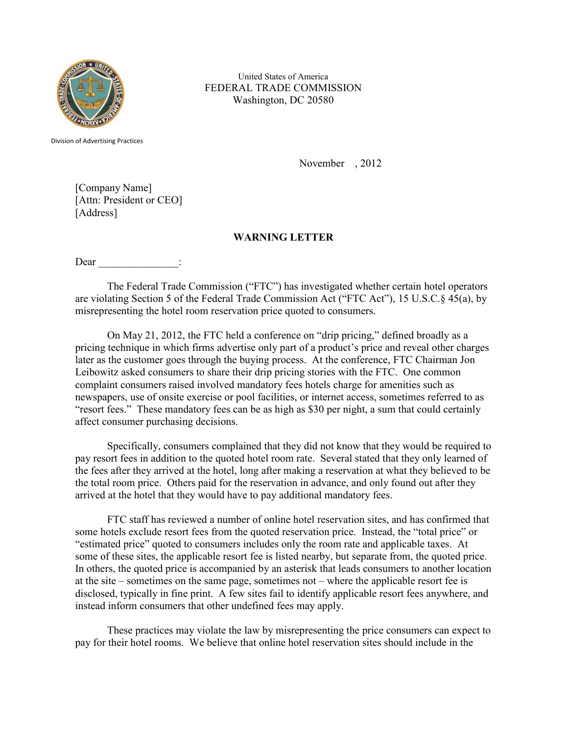United States of America
FEDERAL TRADE COMMISSION
Washington, DC 20580

Division of Advertising Practices

November , 2012

[Company Name]
[Attn: President or CEO]
[Address]

**WARNING LETTER**

Dear _______________:

The Federal Trade Commission ("FTC") has investigated whether certain hotel operators are violating Section 5 of the Federal Trade Commission Act ("FTC Act"), 15 U.S.C.§ 45(a), by misrepresenting the hotel room reservation price quoted to consumers.

On May 21, 2012, the FTC held a conference on "drip pricing," defined broadly as a pricing technique in which firms advertise only part of a product's price and reveal other charges later as the customer goes through the buying process. At the conference, FTC Chairman Jon Leibowitz asked consumers to share their drip pricing stories with the FTC. One common complaint consumers raised involved mandatory fees hotels charge for amenities such as newspapers, use of onsite exercise or pool facilities, or internet access, sometimes referred to as "resort fees." These mandatory fees can be as high as $30 per night, a sum that could certainly affect consumer purchasing decisions.

Specifically, consumers complained that they did not know that they would be required to pay resort fees in addition to the quoted hotel room rate. Several stated that they only learned of the fees after they arrived at the hotel, long after making a reservation at what they believed to be the total room price. Others paid for the reservation in advance, and only found out after they arrived at the hotel that they would have to pay additional mandatory fees.

FTC staff has reviewed a number of online hotel reservation sites, and has confirmed that some hotels exclude resort fees from the quoted reservation price. Instead, the "total price" or "estimated price" quoted to consumers includes only the room rate and applicable taxes. At some of these sites, the applicable resort fee is listed nearby, but separate from, the quoted price. In others, the quoted price is accompanied by an asterisk that leads consumers to another location at the site – sometimes on the same page, sometimes not – where the applicable resort fee is disclosed, typically in fine print. A few sites fail to identify applicable resort fees anywhere, and instead inform consumers that other undefined fees may apply.

These practices may violate the law by misrepresenting the price consumers can expect to pay for their hotel rooms. We believe that online hotel reservation sites should include in the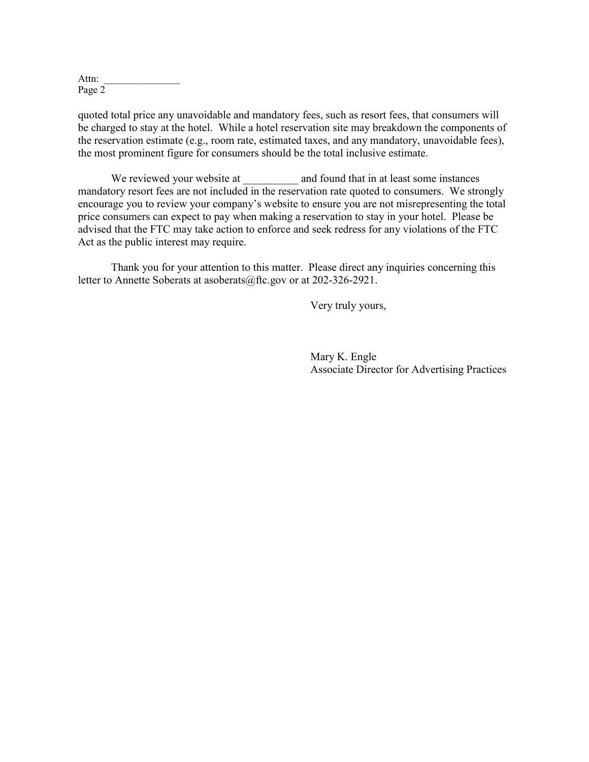quoted total price any unavoidable and mandatory fees, such as resort fees, that consumers will be charged to stay at the hotel. While a hotel reservation site may breakdown the components of the reservation estimate (e.g., room rate, estimated taxes, and any mandatory, unavoidable fees), the most prominent figure for consumers should be the total inclusive estimate.

We reviewed your website at __________ and found that in at least some instances mandatory resort fees are not included in the reservation rate quoted to consumers. We strongly encourage you to review your company's website to ensure you are not misrepresenting the total price consumers can expect to pay when making a reservation to stay in your hotel. Please be advised that the FTC may take action to enforce and seek redress for any violations of the FTC Act as the public interest may require.

Thank you for your attention to this matter. Please direct any inquiries concerning this letter to Annette Soberats at asoberats@ftc.gov or at 202-326-2921.

Very truly yours,

Mary K. Engle
Associate Director for Advertising Practices